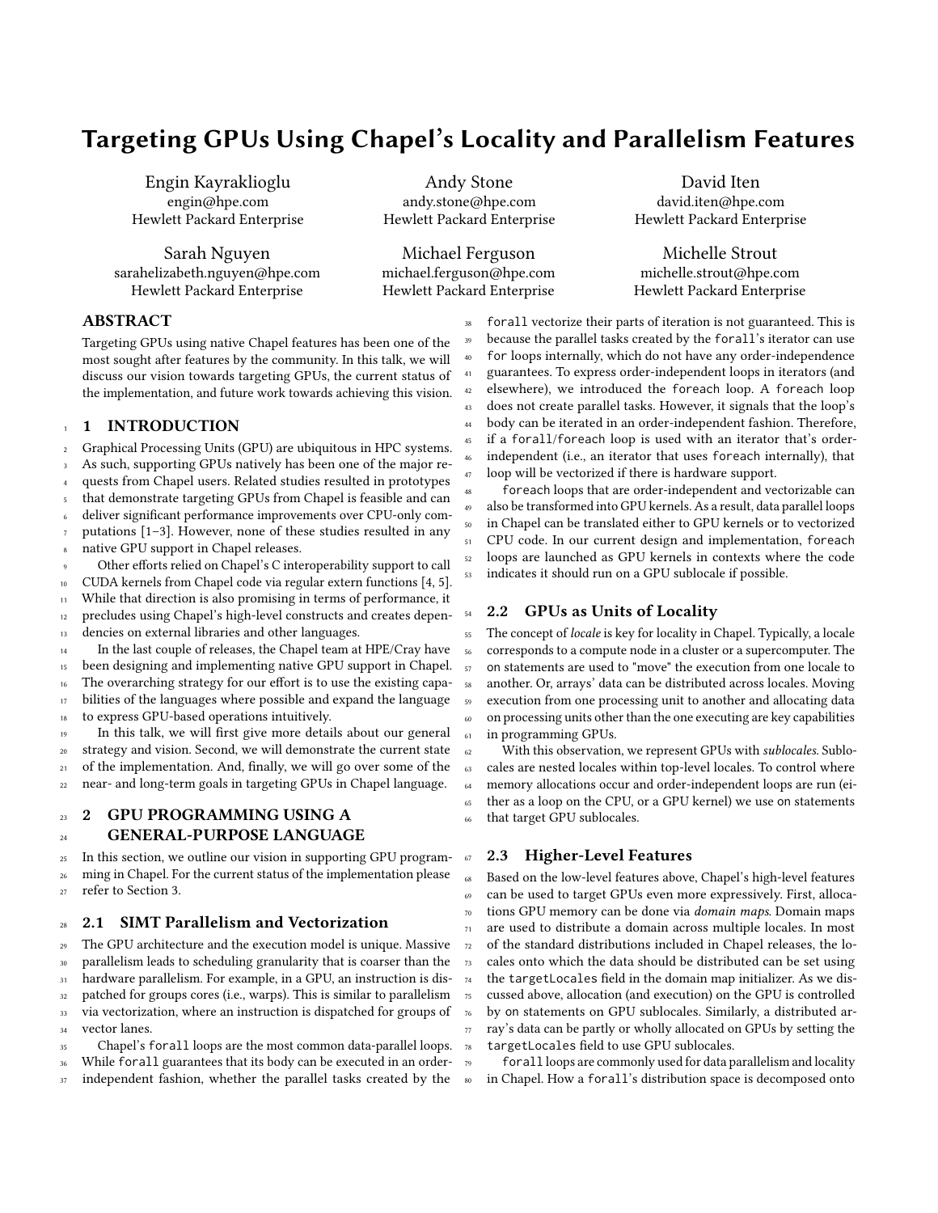# Targeting GPUs Using Chapel's Locality and Parallelism Features

Engin Kayraklioglu
engin@hpe.com
Hewlett Packard Enterprise

Andy Stone
andy.stone@hpe.com
Hewlett Packard Enterprise

David Iten
david.iten@hpe.com
Hewlett Packard Enterprise

Sarah Nguyen
sarahelizabeth.nguyen@hpe.com
Hewlett Packard Enterprise

Michael Ferguson
michael.ferguson@hpe.com
Hewlett Packard Enterprise

Michelle Strout
michelle.strout@hpe.com
Hewlett Packard Enterprise

## ABSTRACT

Targeting GPUs using native Chapel features has been one of the most sought after features by the community. In this talk, we will discuss our vision towards targeting GPUs, the current status of the implementation, and future work towards achieving this vision.

## 1 INTRODUCTION

Graphical Processing Units (GPU) are ubiquitous in HPC systems. As such, supporting GPUs natively has been one of the major requests from Chapel users. Related studies resulted in prototypes that demonstrate targeting GPUs from Chapel is feasible and can deliver significant performance improvements over CPU-only computations [1–3]. However, none of these studies resulted in any native GPU support in Chapel releases.

Other efforts relied on Chapel's C interoperability support to call CUDA kernels from Chapel code via regular extern functions [4, 5]. While that direction is also promising in terms of performance, it precludes using Chapel's high-level constructs and creates dependencies on external libraries and other languages.

In the last couple of releases, the Chapel team at HPE/Cray have been designing and implementing native GPU support in Chapel. The overarching strategy for our effort is to use the existing capabilities of the languages where possible and expand the language to express GPU-based operations intuitively.

In this talk, we will first give more details about our general strategy and vision. Second, we will demonstrate the current state of the implementation. And, finally, we will go over some of the near- and long-term goals in targeting GPUs in Chapel language.

## 2 GPU PROGRAMMING USING A GENERAL-PURPOSE LANGUAGE

In this section, we outline our vision in supporting GPU programming in Chapel. For the current status of the implementation please refer to Section 3.

### 2.1 SIMT Parallelism and Vectorization

The GPU architecture and the execution model is unique. Massive parallelism leads to scheduling granularity that is coarser than the hardware parallelism. For example, in a GPU, an instruction is dispatched for groups cores (i.e., warps). This is similar to parallelism via vectorization, where an instruction is dispatched for groups of vector lanes.

Chapel's `forall` loops are the most common data-parallel loops. While `forall` guarantees that its body can be executed in an order-independent fashion, whether the parallel tasks created by the `forall` vectorize their parts of iteration is not guaranteed. This is because the parallel tasks created by the `forall`'s iterator can use `for` loops internally, which do not have any order-independence guarantees. To express order-independent loops in iterators (and elsewhere), we introduced the `foreach` loop. A `foreach` loop does not create parallel tasks. However, it signals that the loop's body can be iterated in an order-independent fashion. Therefore, if a `forall`/`foreach` loop is used with an iterator that's order-independent (i.e., an iterator that uses `foreach` internally), that loop will be vectorized if there is hardware support.

`foreach` loops that are order-independent and vectorizable can also be transformed into GPU kernels. As a result, data parallel loops in Chapel can be translated either to GPU kernels or to vectorized CPU code. In our current design and implementation, `foreach` loops are launched as GPU kernels in contexts where the code indicates it should run on a GPU sublocale if possible.

### 2.2 GPUs as Units of Locality

The concept of *locale* is key for locality in Chapel. Typically, a locale corresponds to a compute node in a cluster or a supercomputer. The `on` statements are used to "move" the execution from one locale to another. Or, arrays' data can be distributed across locales. Moving execution from one processing unit to another and allocating data on processing units other than the one executing are key capabilities in programming GPUs.

With this observation, we represent GPUs with *sublocales*. Sublocales are nested locales within top-level locales. To control where memory allocations occur and order-independent loops are run (either as a loop on the CPU, or a GPU kernel) we use `on` statements that target GPU sublocales.

### 2.3 Higher-Level Features

Based on the low-level features above, Chapel's high-level features can be used to target GPUs even more expressively. First, allocations GPU memory can be done via *domain maps*. Domain maps are used to distribute a domain across multiple locales. In most of the standard distributions included in Chapel releases, the locales onto which the data should be distributed can be set using the `targetLocales` field in the domain map initializer. As we discussed above, allocation (and execution) on the GPU is controlled by `on` statements on GPU sublocales. Similarly, a distributed array's data can be partly or wholly allocated on GPUs by setting the `targetLocales` field to use GPU sublocales.

`forall` loops are commonly used for data parallelism and locality in Chapel. How a `forall`'s distribution space is decomposed onto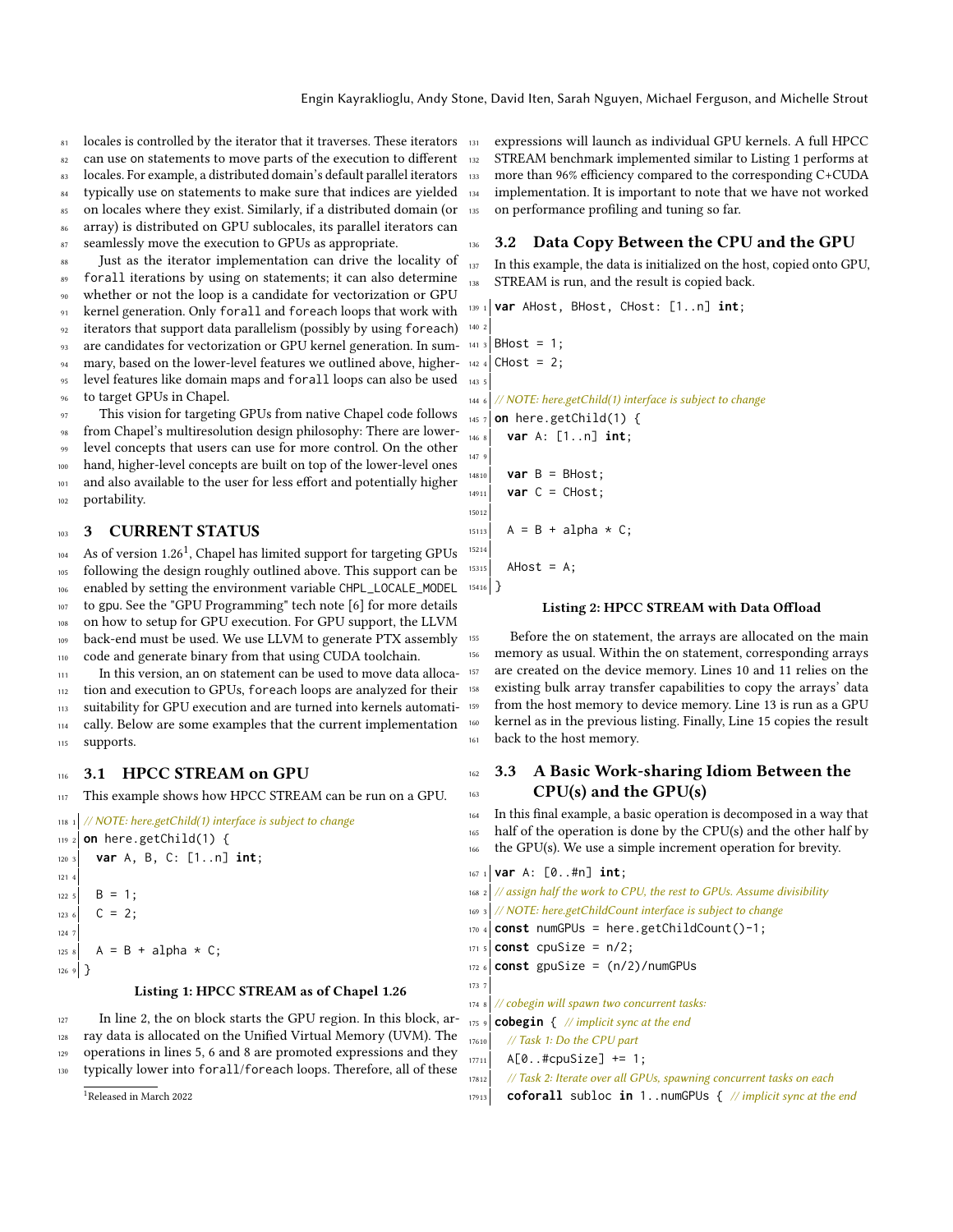locales is controlled by the iterator that it traverses. These iterators can use on statements to move parts of the execution to different locales. For example, a distributed domain's default parallel iterators typically use on statements to make sure that indices are yielded on locales where they exist. Similarly, if a distributed domain (or array) is distributed on GPU sublocales, its parallel iterators can seamlessly move the execution to GPUs as appropriate.

Just as the iterator implementation can drive the locality of `forall` iterations by using on statements; it can also determine whether or not the loop is a candidate for vectorization or GPU kernel generation. Only `forall` and `foreach` loops that work with iterators that support data parallelism (possibly by using `foreach`) are candidates for vectorization or GPU kernel generation. In summary, based on the lower-level features we outlined above, higher-level features like domain maps and `forall` loops can also be used to target GPUs in Chapel.

This vision for targeting GPUs from native Chapel code follows from Chapel's multiresolution design philosophy: There are lower-level concepts that users can use for more control. On the other hand, higher-level concepts are built on top of the lower-level ones and also available to the user for less effort and potentially higher portability.

## 3 CURRENT STATUS

As of version 1.26[1], Chapel has limited support for targeting GPUs following the design roughly outlined above. This support can be enabled by setting the environment variable `CHPL_LOCALE_MODEL` to gpu. See the "GPU Programming" tech note [6] for more details on how to setup for GPU execution. For GPU support, the LLVM back-end must be used. We use LLVM to generate PTX assembly code and generate binary from that using CUDA toolchain.

In this version, an on statement can be used to move data allocation and execution to GPUs, `foreach` loops are analyzed for their suitability for GPU execution and are turned into kernels automatically. Below are some examples that the current implementation supports.

### 3.1 HPCC STREAM on GPU

This example shows how HPCC STREAM can be run on a GPU.

```
// NOTE: here.getChild(1) interface is subject to change
on here.getChild(1) {
  var A, B, C: [1..n] int;

  B = 1;
  C = 2;

  A = B + alpha * C;
}
```

**Listing 1: HPCC STREAM as of Chapel 1.26**

In line 2, the on block starts the GPU region. In this block, array data is allocated on the Unified Virtual Memory (UVM). The operations in lines 5, 6 and 8 are promoted expressions and they typically lower into `forall`/`foreach` loops. Therefore, all of these expressions will launch as individual GPU kernels. A full HPCC STREAM benchmark implemented similar to Listing 1 performs at more than 96% efficiency compared to the corresponding C+CUDA implementation. It is important to note that we have not worked on performance profiling and tuning so far.

[1] Released in March 2022

### 3.2 Data Copy Between the CPU and the GPU

In this example, the data is initialized on the host, copied onto GPU, STREAM is run, and the result is copied back.

```
var AHost, BHost, CHost: [1..n] int;

BHost = 1;
CHost = 2;

// NOTE: here.getChild(1) interface is subject to change
on here.getChild(1) {
  var A: [1..n] int;

  var B = BHost;
  var C = CHost;

  A = B + alpha * C;

  AHost = A;
}
```

**Listing 2: HPCC STREAM with Data Offload**

Before the on statement, the arrays are allocated on the main memory as usual. Within the on statement, corresponding arrays are created on the device memory. Lines 10 and 11 relies on the existing bulk array transfer capabilities to copy the arrays' data from the host memory to device memory. Line 13 is run as a GPU kernel as in the previous listing. Finally, Line 15 copies the result back to the host memory.

### 3.3 A Basic Work-sharing Idiom Between the CPU(s) and the GPU(s)

In this final example, a basic operation is decomposed in a way that half of the operation is done by the CPU(s) and the other half by the GPU(s). We use a simple increment operation for brevity.

```
var A: [0..#n] int;
// assign half the work to CPU, the rest to GPUs. Assume divisibility
// NOTE: here.getChildCount interface is subject to change
const numGPUs = here.getChildCount()-1;
const cpuSize = n/2;
const gpuSize = (n/2)/numGPUs

// cobegin will spawn two concurrent tasks:
cobegin { // implicit sync at the end
  // Task 1: Do the CPU part
  A[0..#cpuSize] += 1;
  // Task 2: Iterate over all GPUs, spawning concurrent tasks on each
  coforall subloc in 1..numGPUs { // implicit sync at the end
```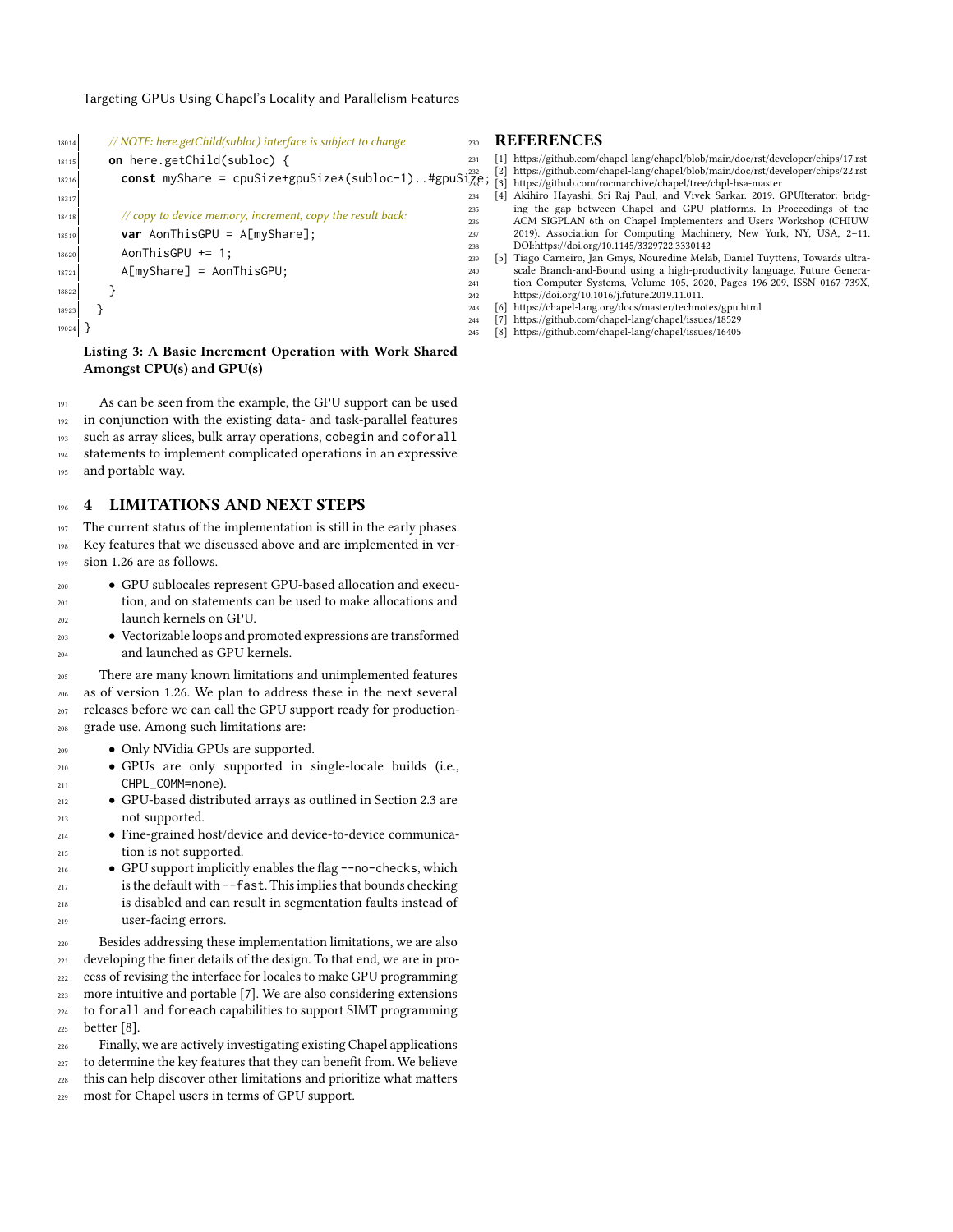```
      // NOTE: here.getChild(subloc) interface is subject to change
      on here.getChild(subloc) {
        const myShare = cpuSize+gpuSize*(subloc-1)..#gpuSize;

        // copy to device memory, increment, copy the result back:
        var AonThisGPU = A[myShare];
        AonThisGPU += 1;
        A[myShare] = AonThisGPU;
      }
    }
}
```

**Listing 3: A Basic Increment Operation with Work Shared Amongst CPU(s) and GPU(s)**

As can be seen from the example, the GPU support can be used in conjunction with the existing data- and task-parallel features such as array slices, bulk array operations, `cobegin` and `coforall` statements to implement complicated operations in an expressive and portable way.

## 4 LIMITATIONS AND NEXT STEPS

The current status of the implementation is still in the early phases. Key features that we discussed above and are implemented in version 1.26 are as follows.

- GPU sublocales represent GPU-based allocation and execution, and on statements can be used to make allocations and launch kernels on GPU.
- Vectorizable loops and promoted expressions are transformed and launched as GPU kernels.

There are many known limitations and unimplemented features as of version 1.26. We plan to address these in the next several releases before we can call the GPU support ready for production-grade use. Among such limitations are:

- Only NVidia GPUs are supported.
- GPUs are only supported in single-locale builds (i.e., `CHPL_COMM=none`).
- GPU-based distributed arrays as outlined in Section 2.3 are not supported.
- Fine-grained host/device and device-to-device communication is not supported.
- GPU support implicitly enables the flag `--no-checks`, which is the default with `--fast`. This implies that bounds checking is disabled and can result in segmentation faults instead of user-facing errors.

Besides addressing these implementation limitations, we are also developing the finer details of the design. To that end, we are in process of revising the interface for locales to make GPU programming more intuitive and portable [7]. We are also considering extensions to `forall` and `foreach` capabilities to support SIMT programming better [8].

Finally, we are actively investigating existing Chapel applications to determine the key features that they can benefit from. We believe this can help discover other limitations and prioritize what matters most for Chapel users in terms of GPU support.

## REFERENCES

[1] https://github.com/chapel-lang/chapel/blob/main/doc/rst/developer/chips/17.rst
[2] https://github.com/chapel-lang/chapel/blob/main/doc/rst/developer/chips/22.rst
[3] https://github.com/rocmarchive/chapel/tree/chpl-hsa-master
[4] Akihiro Hayashi, Sri Raj Paul, and Vivek Sarkar. 2019. GPUIterator: bridging the gap between Chapel and GPU platforms. In Proceedings of the ACM SIGPLAN 6th on Chapel Implementers and Users Workshop (CHIUW 2019). Association for Computing Machinery, New York, NY, USA, 2–11. DOI:https://doi.org/10.1145/3329722.3330142
[5] Tiago Carneiro, Jan Gmys, Nouredine Melab, Daniel Tuyttens, Towards ultra-scale Branch-and-Bound using a high-productivity language, Future Generation Computer Systems, Volume 105, 2020, Pages 196-209, ISSN 0167-739X, https://doi.org/10.1016/j.future.2019.11.011.
[6] https://chapel-lang.org/docs/master/technotes/gpu.html
[7] https://github.com/chapel-lang/chapel/issues/18529
[8] https://github.com/chapel-lang/chapel/issues/16405